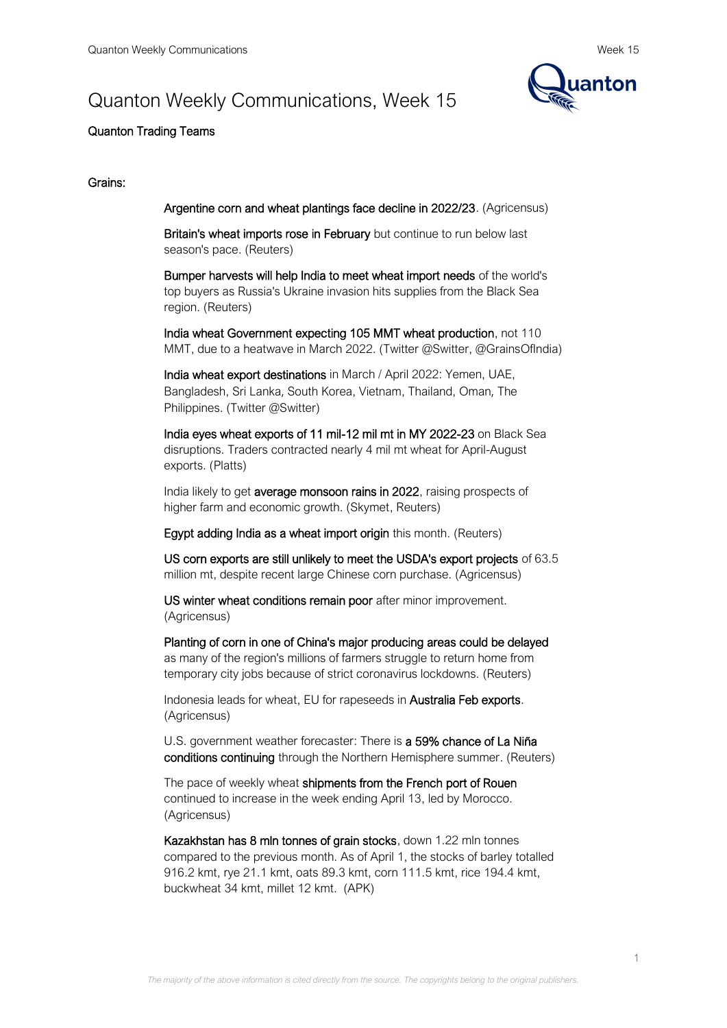# Quanton Weekly Communications, Week 15

Quanton Trading Teams

## Grains:

Argentine corn and wheat plantings face decline in 2022/23. (Agricensus)

Britain's wheat imports rose in February but continue to run below last season's pace. (Reuters)

Bumper harvests will help India to meet wheat import needs of the world's top buyers as Russia's Ukraine invasion hits supplies from the Black Sea region. (Reuters)

India wheat Government expecting 105 MMT wheat production, not 110 MMT, due to a heatwave in March 2022. (Twitter @Switter, @GrainsOfIndia)

India wheat export destinations in March / April 2022: Yemen, UAE, Bangladesh, Sri Lanka, South Korea, Vietnam, Thailand, Oman, The Philippines. (Twitter @Switter)

India eyes wheat exports of 11 mil-12 mil mt in MY 2022-23 on Black Sea disruptions. Traders contracted nearly 4 mil mt wheat for April-August exports. (Platts)

India likely to get average monsoon rains in 2022, raising prospects of higher farm and economic growth. (Skymet, Reuters)

Egypt adding India as a wheat import origin this month. (Reuters)

US corn exports are still unlikely to meet the USDA's export projects of 63.5 million mt, despite recent large Chinese corn purchase. (Agricensus)

US winter wheat conditions remain poor after minor improvement. (Agricensus)

Planting of corn in one of China's major producing areas could be delayed as many of the region's millions of farmers struggle to return home from temporary city jobs because of strict coronavirus lockdowns. (Reuters)

Indonesia leads for wheat, EU for rapeseeds in Australia Feb exports. (Agricensus)

U.S. government weather forecaster: There is a 59% chance of La Niña conditions continuing through the Northern Hemisphere summer. (Reuters)

The pace of weekly wheat shipments from the French port of Rouen continued to increase in the week ending April 13, led by Morocco. (Agricensus)

Kazakhstan has 8 mln tonnes of grain stocks, down 1.22 mln tonnes compared to the previous month. As of April 1, the stocks of barley totalled 916.2 kmt, rye 21.1 kmt, oats 89.3 kmt, corn 111.5 kmt, rice 194.4 kmt, buckwheat 34 kmt, millet 12 kmt. (APK)

*The majority of the above information is cited directly from the source. The copyrights belong to the original publishers.*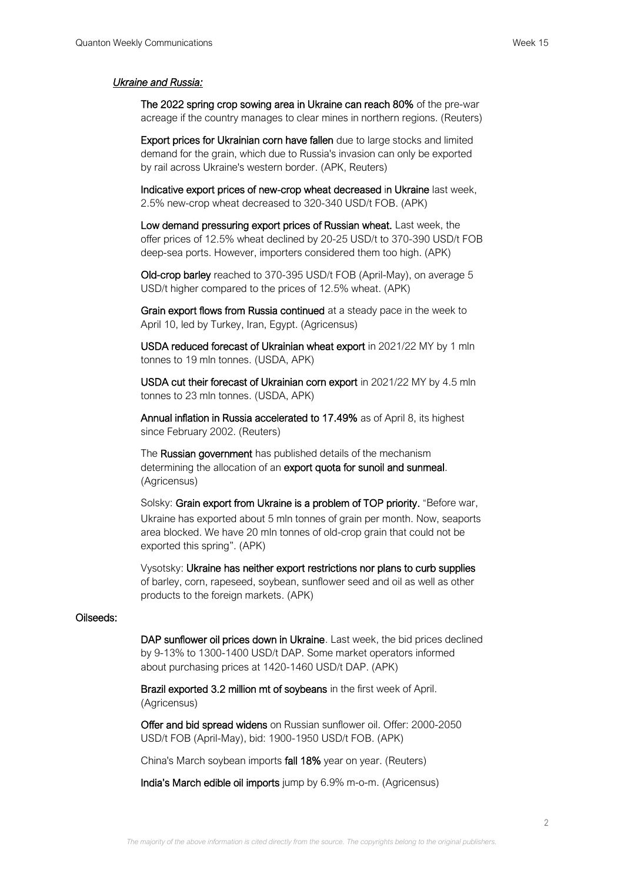***Ukraine and Russia:***

**The 2022 spring crop sowing area in Ukraine can reach 80%** of the pre-war acreage if the country manages to clear mines in northern regions. (Reuters)

**Export prices for Ukrainian corn have fallen** due to large stocks and limited demand for the grain, which due to Russia's invasion can only be exported by rail across Ukraine's western border. (APK, Reuters)

**Indicative export prices of new-crop wheat decreased** in Ukraine last week, 2.5% new-crop wheat decreased to 320-340 USD/t FOB. (APK)

**Low demand pressuring export prices of Russian wheat.** Last week, the offer prices of 12.5% wheat declined by 20-25 USD/t to 370-390 USD/t FOB deep-sea ports. However, importers considered them too high. (APK)

**Old-crop barley** reached to 370-395 USD/t FOB (April-May), on average 5 USD/t higher compared to the prices of 12.5% wheat. (APK)

**Grain export flows from Russia continued** at a steady pace in the week to April 10, led by Turkey, Iran, Egypt. (Agricensus)

**USDA reduced forecast of Ukrainian wheat export** in 2021/22 MY by 1 mln tonnes to 19 mln tonnes. (USDA, APK)

**USDA cut their forecast of Ukrainian corn export** in 2021/22 MY by 4.5 mln tonnes to 23 mln tonnes. (USDA, APK)

**Annual inflation in Russia accelerated to 17.49%** as of April 8, its highest since February 2002. (Reuters)

The **Russian government** has published details of the mechanism determining the allocation of an **export quota for sunoil and sunmeal**. (Agricensus)

Solsky: **Grain export from Ukraine is a problem of TOP priority.** "Before war, Ukraine has exported about 5 mln tonnes of grain per month. Now, seaports area blocked. We have 20 mln tonnes of old-crop grain that could not be exported this spring". (APK)

Vysotsky: **Ukraine has neither export restrictions nor plans to curb supplies** of barley, corn, rapeseed, soybean, sunflower seed and oil as well as other products to the foreign markets. (APK)

**Oilseeds:**

**DAP sunflower oil prices down in Ukraine**. Last week, the bid prices declined by 9-13% to 1300-1400 USD/t DAP. Some market operators informed about purchasing prices at 1420-1460 USD/t DAP. (APK)

**Brazil exported 3.2 million mt of soybeans** in the first week of April. (Agricensus)

**Offer and bid spread widens** on Russian sunflower oil. Offer: 2000-2050 USD/t FOB (April-May), bid: 1900-1950 USD/t FOB. (APK)

China's March soybean imports **fall 18%** year on year. (Reuters)

**India's March edible oil imports** jump by 6.9% m-o-m. (Agricensus)

*The majority of the above information is cited directly from the source. The copyrights belong to the original publishers.*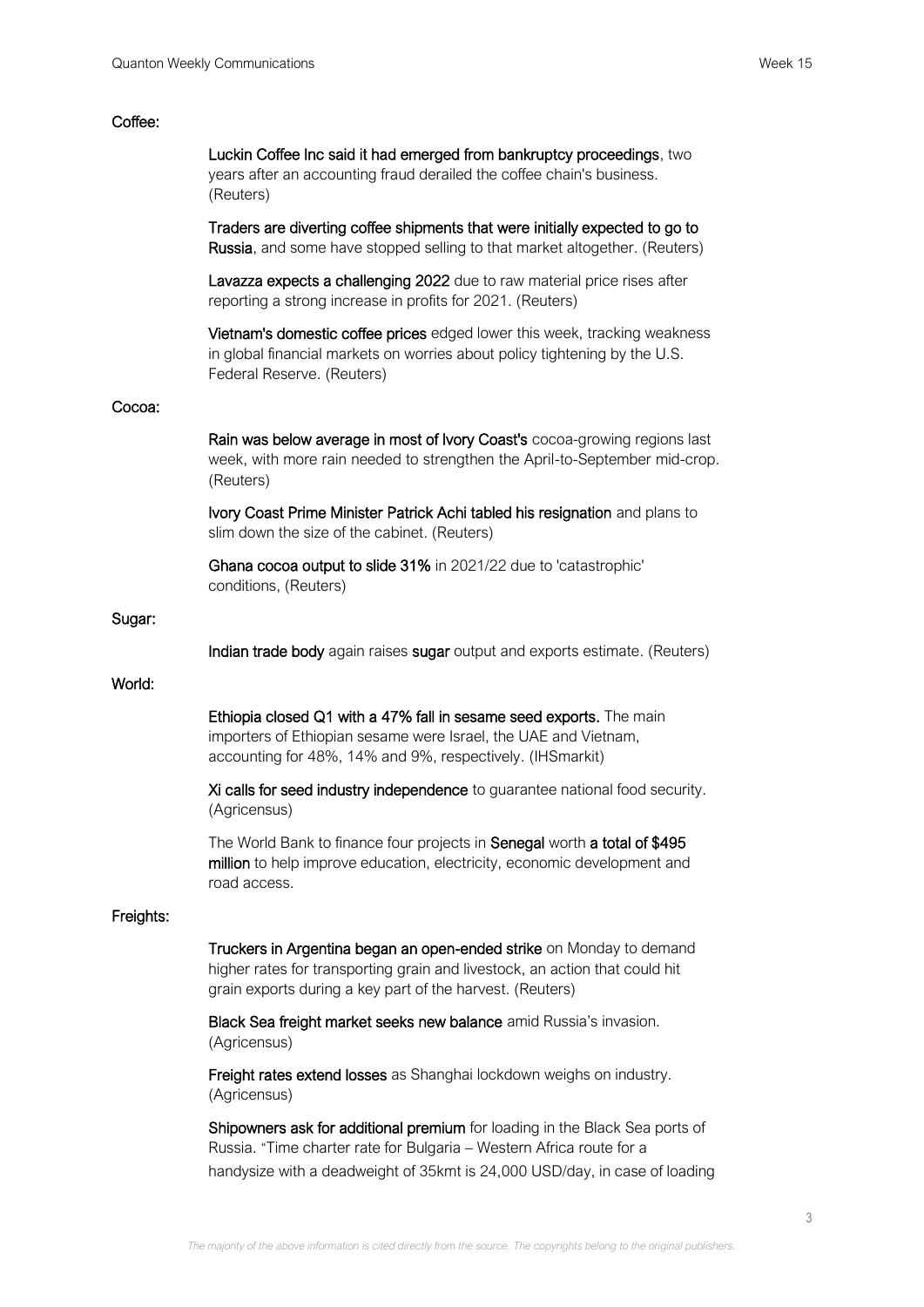## Coffee:

**Luckin Coffee Inc said it had emerged from bankruptcy proceedings**, two years after an accounting fraud derailed the coffee chain's business. (Reuters)

**Traders are diverting coffee shipments that were initially expected to go to Russia**, and some have stopped selling to that market altogether. (Reuters)

**Lavazza expects a challenging 2022** due to raw material price rises after reporting a strong increase in profits for 2021. (Reuters)

**Vietnam's domestic coffee prices** edged lower this week, tracking weakness in global financial markets on worries about policy tightening by the U.S. Federal Reserve. (Reuters)

## Cocoa:

**Rain was below average in most of Ivory Coast's** cocoa-growing regions last week, with more rain needed to strengthen the April-to-September mid-crop. (Reuters)

**Ivory Coast Prime Minister Patrick Achi tabled his resignation** and plans to slim down the size of the cabinet. (Reuters)

**Ghana cocoa output to slide 31%** in 2021/22 due to 'catastrophic' conditions, (Reuters)

## Sugar:

**Indian trade body** again raises **sugar** output and exports estimate. (Reuters)

## World:

**Ethiopia closed Q1 with a 47% fall in sesame seed exports.** The main importers of Ethiopian sesame were Israel, the UAE and Vietnam, accounting for 48%, 14% and 9%, respectively. (IHSmarkit)

**Xi calls for seed industry independence** to guarantee national food security. (Agricensus)

The World Bank to finance four projects in **Senegal** worth **a total of $495 million** to help improve education, electricity, economic development and road access.

## Freights:

**Truckers in Argentina began an open-ended strike** on Monday to demand higher rates for transporting grain and livestock, an action that could hit grain exports during a key part of the harvest. (Reuters)

**Black Sea freight market seeks new balance** amid Russia's invasion. (Agricensus)

**Freight rates extend losses** as Shanghai lockdown weighs on industry. (Agricensus)

**Shipowners ask for additional premium** for loading in the Black Sea ports of Russia. "Time charter rate for Bulgaria – Western Africa route for a handysize with a deadweight of 35kmt is 24,000 USD/day, in case of loading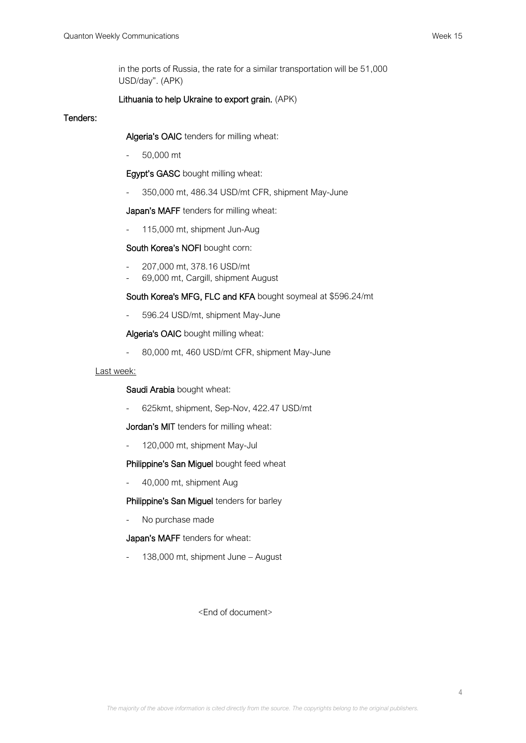in the ports of Russia, the rate for a similar transportation will be 51,000 USD/day". (APK)

**Lithuania to help Ukraine to export grain.** (APK)

**Tenders:**

**Algeria's OAIC** tenders for milling wheat:

- 50,000 mt

**Egypt's GASC** bought milling wheat:

- 350,000 mt, 486.34 USD/mt CFR, shipment May-June

**Japan's MAFF** tenders for milling wheat:

- 115,000 mt, shipment Jun-Aug

**South Korea's NOFI** bought corn:

- 207,000 mt, 378.16 USD/mt
- 69,000 mt, Cargill, shipment August

**South Korea's MFG, FLC and KFA** bought soymeal at $596.24/mt

- 596.24 USD/mt, shipment May-June

**Algeria's OAIC** bought milling wheat:

- 80,000 mt, 460 USD/mt CFR, shipment May-June

Last week:

**Saudi Arabia** bought wheat:

- 625kmt, shipment, Sep-Nov, 422.47 USD/mt

**Jordan's MIT** tenders for milling wheat:

- 120,000 mt, shipment May-Jul

**Philippine's San Miguel** bought feed wheat

- 40,000 mt, shipment Aug

**Philippine's San Miguel** tenders for barley

- No purchase made

**Japan's MAFF** tenders for wheat:

- 138,000 mt, shipment June – August

<End of document>

*The majority of the above information is cited directly from the source. The copyrights belong to the original publishers.*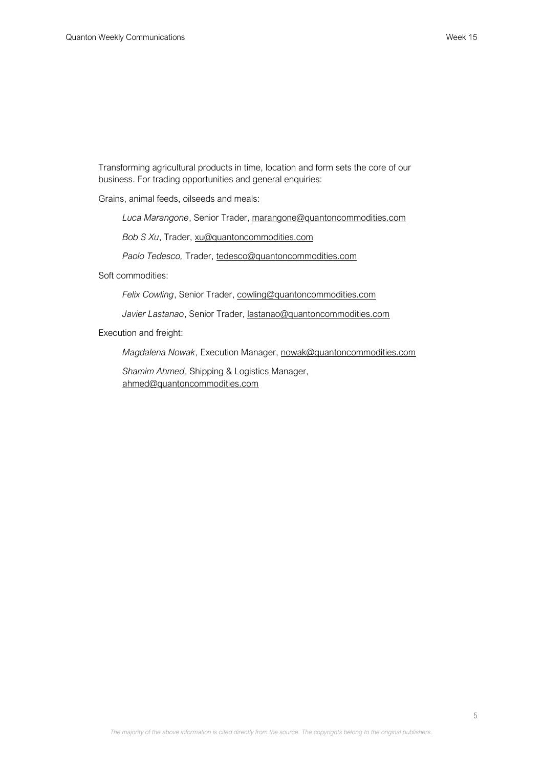Transforming agricultural products in time, location and form sets the core of our business. For trading opportunities and general enquiries:

Grains, animal feeds, oilseeds and meals:

- *Luca Marangone*, Senior Trader, marangone@quantoncommodities.com
- *Bob S Xu*, Trader, xu@quantoncommodities.com
- *Paolo Tedesco,* Trader, tedesco@quantoncommodities.com

Soft commodities:

- *Felix Cowling*, Senior Trader, cowling@quantoncommodities.com
- *Javier Lastanao*, Senior Trader, lastanao@quantoncommodities.com

Execution and freight:

- *Magdalena Nowak*, Execution Manager, nowak@quantoncommodities.com
- *Shamim Ahmed*, Shipping & Logistics Manager, ahmed@quantoncommodities.com

*The majority of the above information is cited directly from the source. The copyrights belong to the original publishers.*